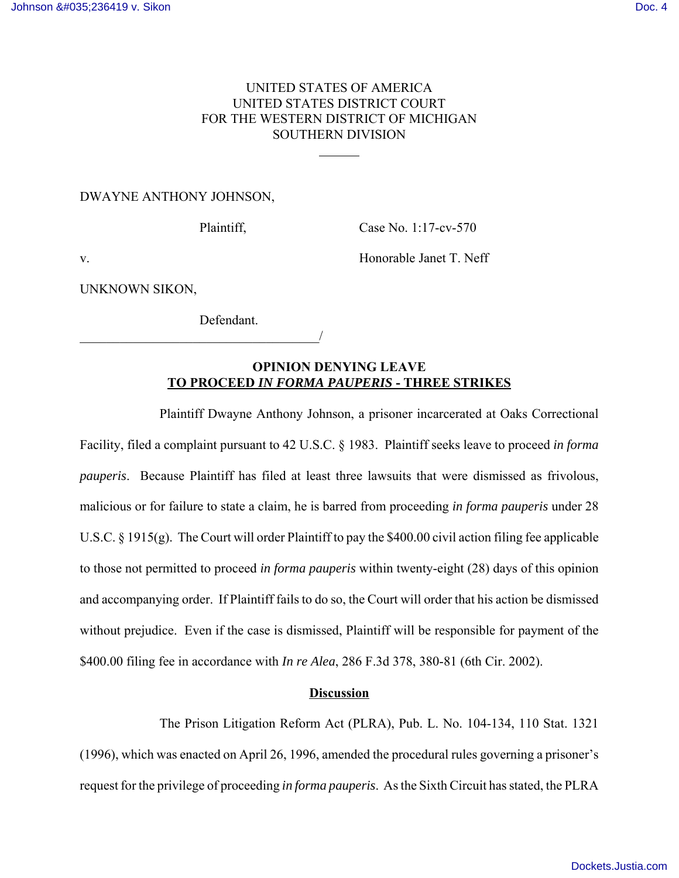UNITED STATES OF AMERICA
UNITED STATES DISTRICT COURT
FOR THE WESTERN DISTRICT OF MICHIGAN
SOUTHERN DIVISION

______

DWAYNE ANTHONY JOHNSON,

Plaintiff, Case No. 1:17-cv-570

v. Honorable Janet T. Neff

UNKNOWN SIKON,

Defendant.
____________________________________/

**OPINION DENYING LEAVE**
**TO PROCEED *IN FORMA PAUPERIS* - THREE STRIKES**

Plaintiff Dwayne Anthony Johnson, a prisoner incarcerated at Oaks Correctional Facility, filed a complaint pursuant to 42 U.S.C. § 1983. Plaintiff seeks leave to proceed *in forma pauperis*. Because Plaintiff has filed at least three lawsuits that were dismissed as frivolous, malicious or for failure to state a claim, he is barred from proceeding *in forma pauperis* under 28 U.S.C. § 1915(g). The Court will order Plaintiff to pay the $400.00 civil action filing fee applicable to those not permitted to proceed *in forma pauperis* within twenty-eight (28) days of this opinion and accompanying order. If Plaintiff fails to do so, the Court will order that his action be dismissed without prejudice. Even if the case is dismissed, Plaintiff will be responsible for payment of the $400.00 filing fee in accordance with *In re Alea*, 286 F.3d 378, 380-81 (6th Cir. 2002).

**Discussion**

The Prison Litigation Reform Act (PLRA), Pub. L. No. 104-134, 110 Stat. 1321 (1996), which was enacted on April 26, 1996, amended the procedural rules governing a prisoner's request for the privilege of proceeding *in forma pauperis*. As the Sixth Circuit has stated, the PLRA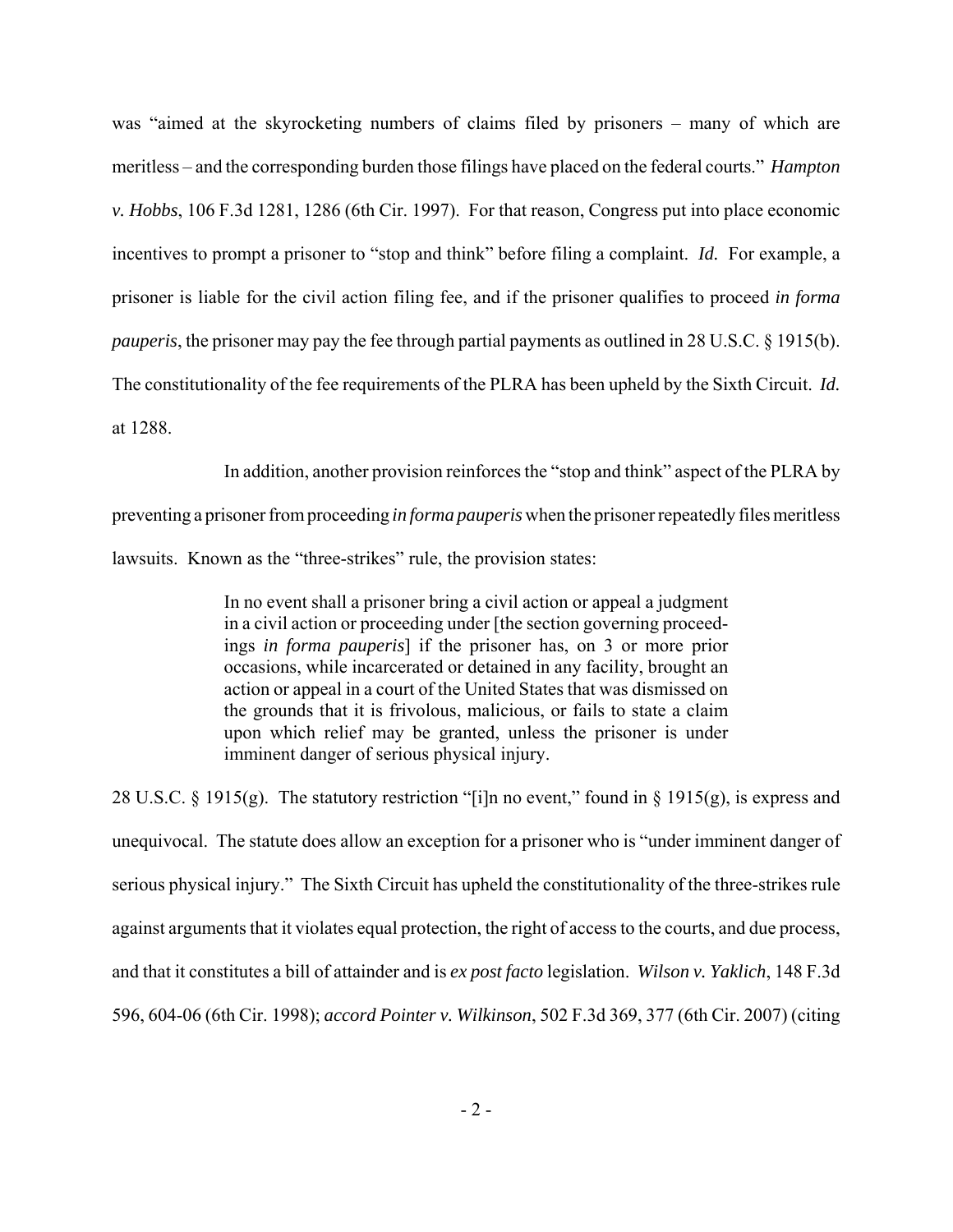was "aimed at the skyrocketing numbers of claims filed by prisoners – many of which are meritless – and the corresponding burden those filings have placed on the federal courts." *Hampton v. Hobbs*, 106 F.3d 1281, 1286 (6th Cir. 1997). For that reason, Congress put into place economic incentives to prompt a prisoner to "stop and think" before filing a complaint. *Id.* For example, a prisoner is liable for the civil action filing fee, and if the prisoner qualifies to proceed *in forma pauperis*, the prisoner may pay the fee through partial payments as outlined in 28 U.S.C. § 1915(b). The constitutionality of the fee requirements of the PLRA has been upheld by the Sixth Circuit. *Id.* at 1288.

In addition, another provision reinforces the "stop and think" aspect of the PLRA by preventing a prisoner from proceeding *in forma pauperis* when the prisoner repeatedly files meritless lawsuits. Known as the "three-strikes" rule, the provision states:

> In no event shall a prisoner bring a civil action or appeal a judgment in a civil action or proceeding under [the section governing proceedings *in forma pauperis*] if the prisoner has, on 3 or more prior occasions, while incarcerated or detained in any facility, brought an action or appeal in a court of the United States that was dismissed on the grounds that it is frivolous, malicious, or fails to state a claim upon which relief may be granted, unless the prisoner is under imminent danger of serious physical injury.

28 U.S.C. § 1915(g). The statutory restriction "[i]n no event," found in § 1915(g), is express and unequivocal. The statute does allow an exception for a prisoner who is "under imminent danger of serious physical injury." The Sixth Circuit has upheld the constitutionality of the three-strikes rule against arguments that it violates equal protection, the right of access to the courts, and due process, and that it constitutes a bill of attainder and is *ex post facto* legislation. *Wilson v. Yaklich*, 148 F.3d 596, 604-06 (6th Cir. 1998); *accord Pointer v. Wilkinson*, 502 F.3d 369, 377 (6th Cir. 2007) (citing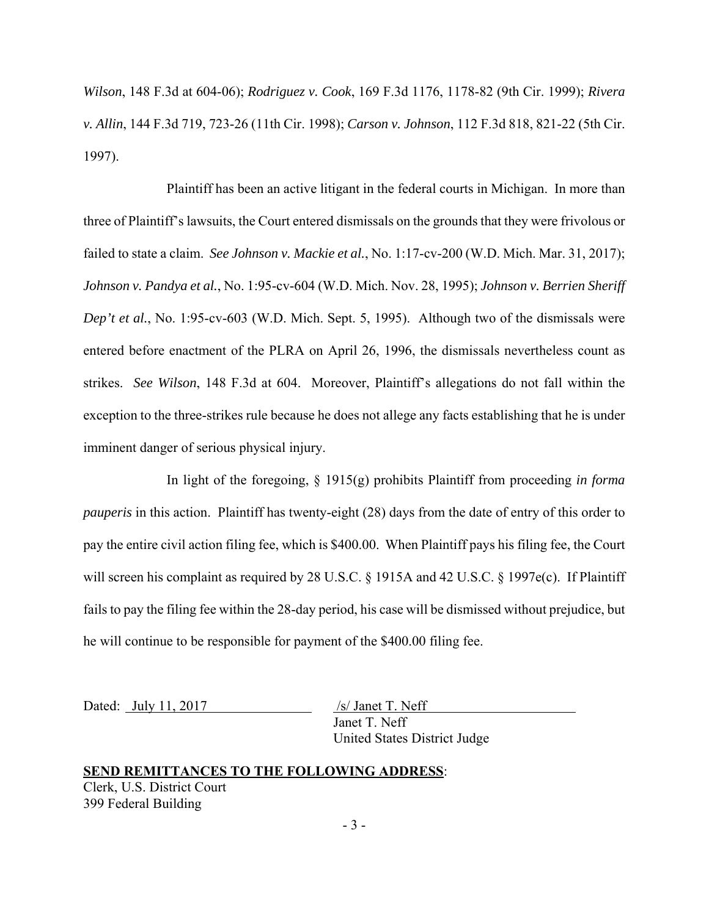*Wilson*, 148 F.3d at 604-06); *Rodriguez v. Cook*, 169 F.3d 1176, 1178-82 (9th Cir. 1999); *Rivera v. Allin*, 144 F.3d 719, 723-26 (11th Cir. 1998); *Carson v. Johnson*, 112 F.3d 818, 821-22 (5th Cir. 1997).

Plaintiff has been an active litigant in the federal courts in Michigan. In more than three of Plaintiff's lawsuits, the Court entered dismissals on the grounds that they were frivolous or failed to state a claim. *See Johnson v. Mackie et al.*, No. 1:17-cv-200 (W.D. Mich. Mar. 31, 2017); *Johnson v. Pandya et al.*, No. 1:95-cv-604 (W.D. Mich. Nov. 28, 1995); *Johnson v. Berrien Sheriff Dep't et al.*, No. 1:95-cv-603 (W.D. Mich. Sept. 5, 1995). Although two of the dismissals were entered before enactment of the PLRA on April 26, 1996, the dismissals nevertheless count as strikes. *See Wilson*, 148 F.3d at 604. Moreover, Plaintiff's allegations do not fall within the exception to the three-strikes rule because he does not allege any facts establishing that he is under imminent danger of serious physical injury.

In light of the foregoing, § 1915(g) prohibits Plaintiff from proceeding *in forma pauperis* in this action. Plaintiff has twenty-eight (28) days from the date of entry of this order to pay the entire civil action filing fee, which is $400.00. When Plaintiff pays his filing fee, the Court will screen his complaint as required by 28 U.S.C. § 1915A and 42 U.S.C. § 1997e(c). If Plaintiff fails to pay the filing fee within the 28-day period, his case will be dismissed without prejudice, but he will continue to be responsible for payment of the $400.00 filing fee.

Dated: July 11, 2017

/s/ Janet T. Neff
Janet T. Neff
United States District Judge

**SEND REMITTANCES TO THE FOLLOWING ADDRESS**:
Clerk, U.S. District Court
399 Federal Building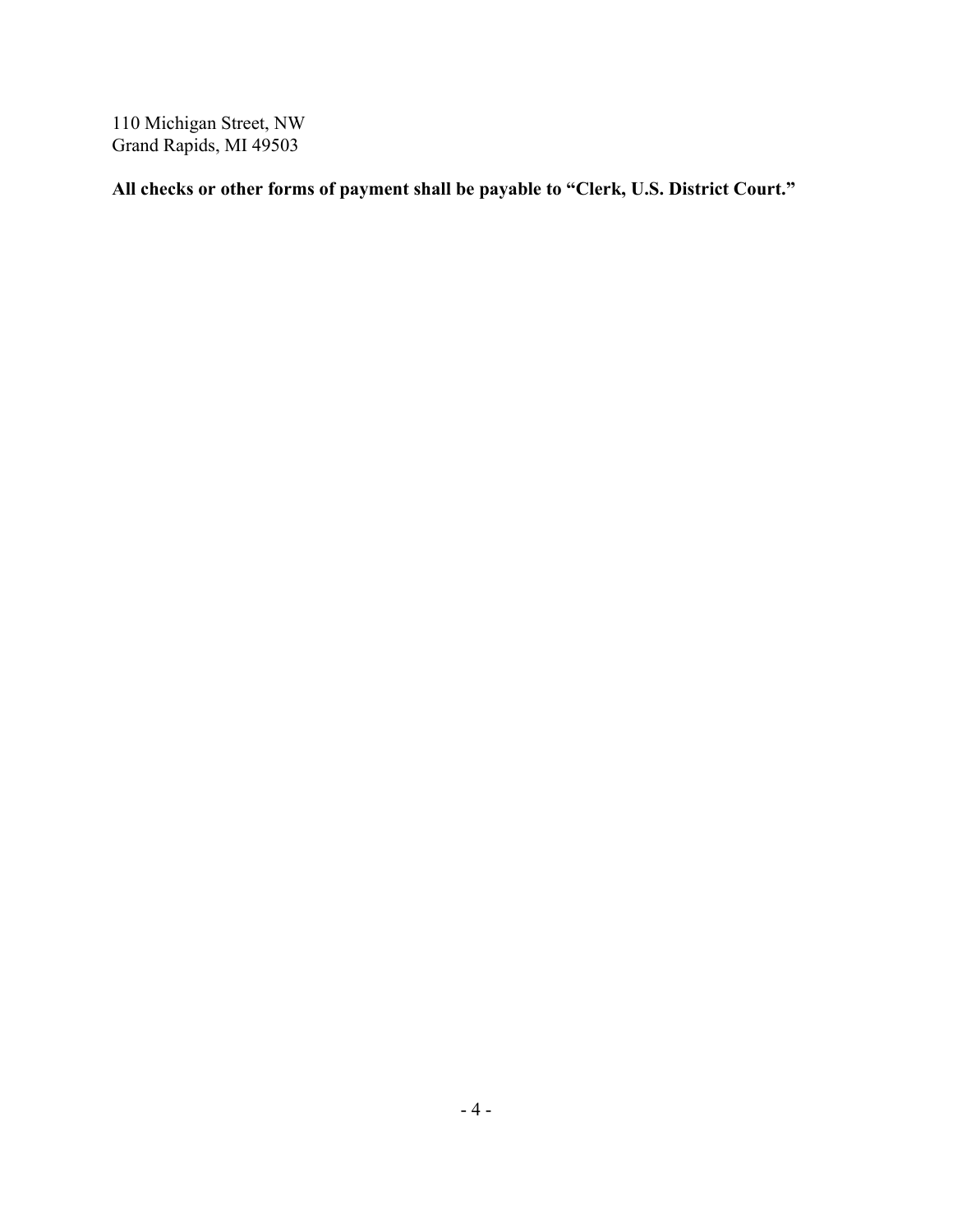110 Michigan Street, NW
Grand Rapids, MI 49503

**All checks or other forms of payment shall be payable to "Clerk, U.S. District Court."**